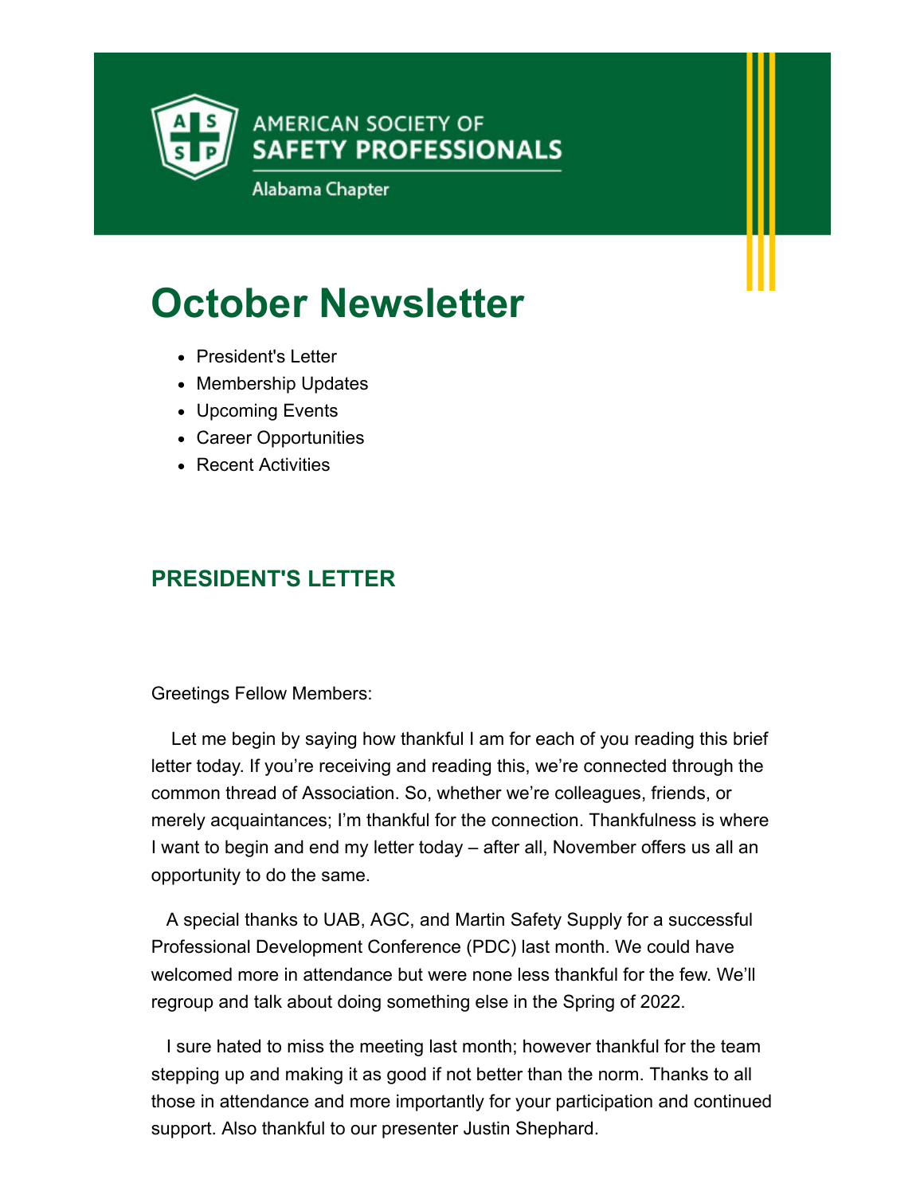AMERICAN SOCIETY OF
**SAFETY PROFESSIONALS**

Alabama Chapter

# October Newsletter

- President's Letter
- Membership Updates
- Upcoming Events
- Career Opportunities
- Recent Activities

## PRESIDENT'S LETTER

Greetings Fellow Members:

Let me begin by saying how thankful I am for each of you reading this brief letter today. If you're receiving and reading this, we're connected through the common thread of Association. So, whether we're colleagues, friends, or merely acquaintances; I'm thankful for the connection. Thankfulness is where I want to begin and end my letter today – after all, November offers us all an opportunity to do the same.

A special thanks to UAB, AGC, and Martin Safety Supply for a successful Professional Development Conference (PDC) last month. We could have welcomed more in attendance but were none less thankful for the few. We'll regroup and talk about doing something else in the Spring of 2022.

I sure hated to miss the meeting last month; however thankful for the team stepping up and making it as good if not better than the norm. Thanks to all those in attendance and more importantly for your participation and continued support. Also thankful to our presenter Justin Shephard.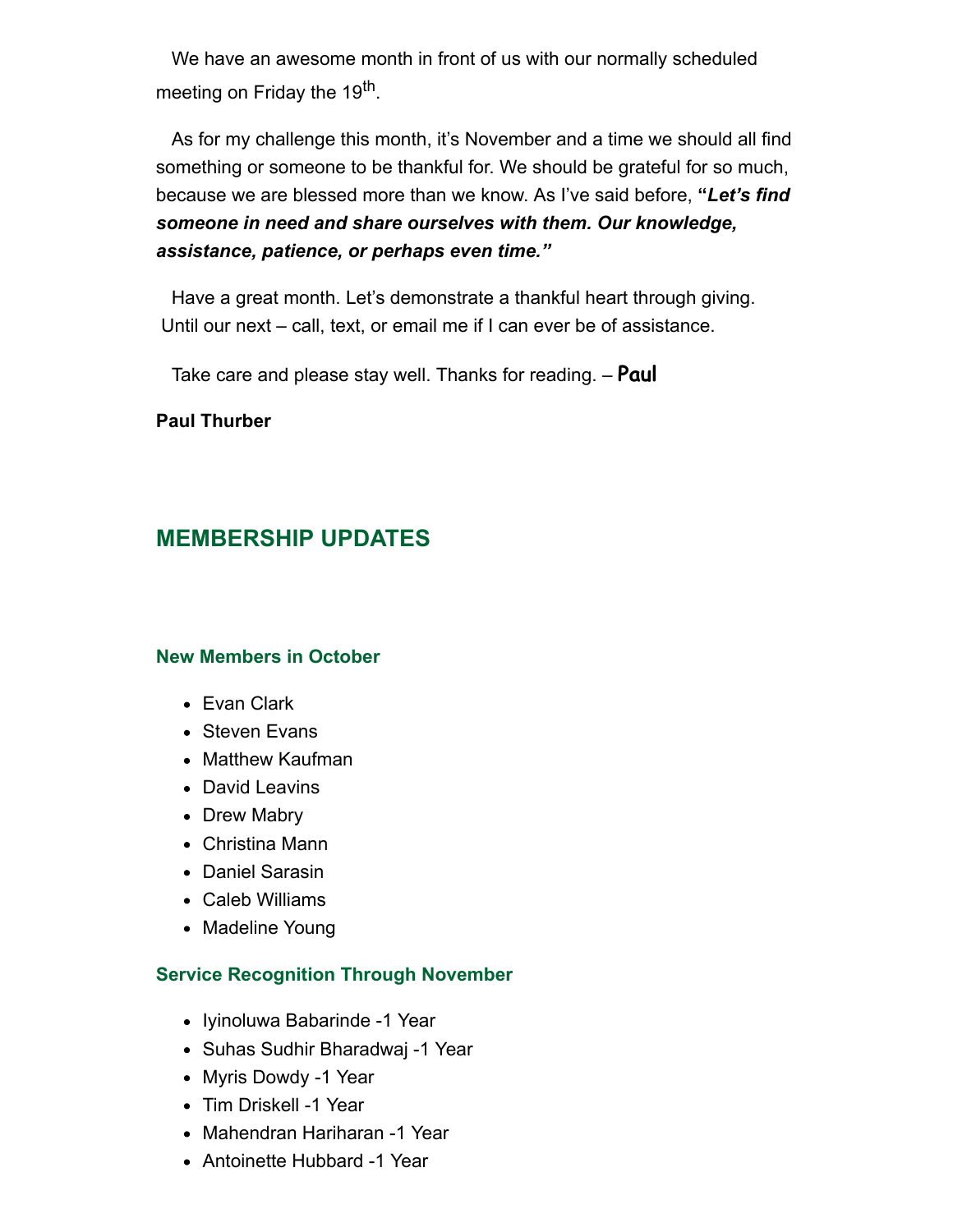We have an awesome month in front of us with our normally scheduled meeting on Friday the 19th.

As for my challenge this month, it's November and a time we should all find something or someone to be thankful for. We should be grateful for so much, because we are blessed more than we know. As I've said before, **"*Let's find someone in need and share ourselves with them. Our knowledge, assistance, patience, or perhaps even time.*"**

Have a great month. Let's demonstrate a thankful heart through giving. Until our next – call, text, or email me if I can ever be of assistance.

Take care and please stay well. Thanks for reading. – **Paul**

**Paul Thurber**

## MEMBERSHIP UPDATES

### New Members in October

- Evan Clark
- Steven Evans
- Matthew Kaufman
- David Leavins
- Drew Mabry
- Christina Mann
- Daniel Sarasin
- Caleb Williams
- Madeline Young

### Service Recognition Through November

- Iyinoluwa Babarinde -1 Year
- Suhas Sudhir Bharadwaj -1 Year
- Myris Dowdy -1 Year
- Tim Driskell -1 Year
- Mahendran Hariharan -1 Year
- Antoinette Hubbard -1 Year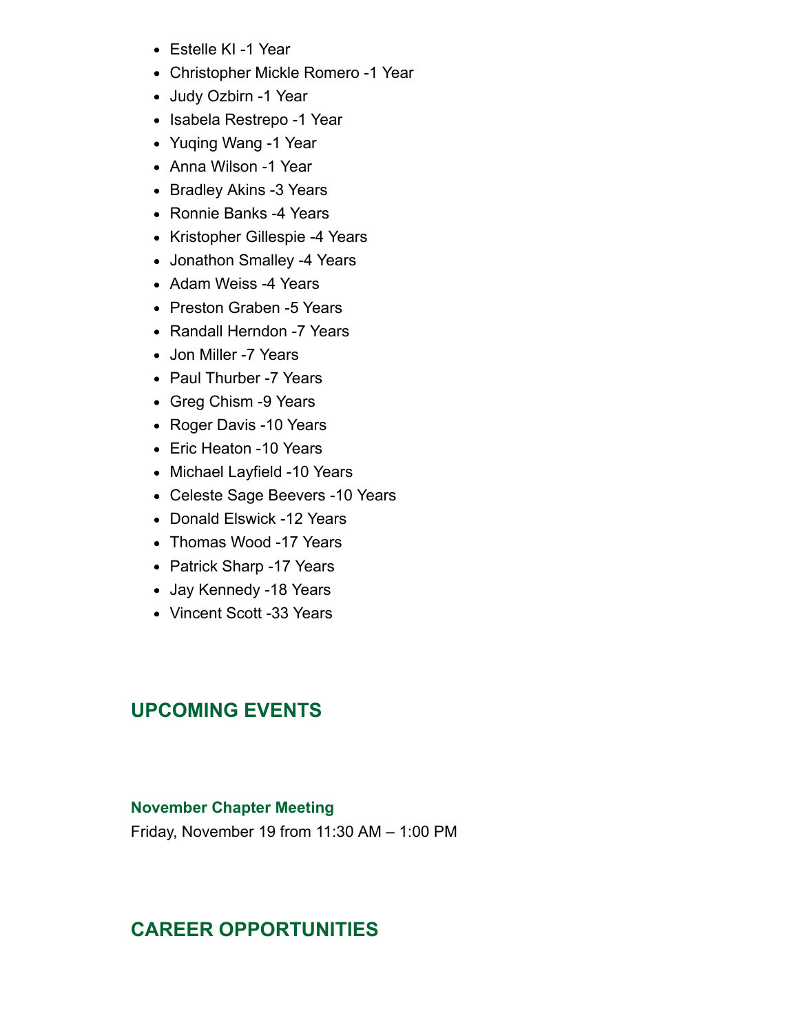- Estelle KI -1 Year
- Christopher Mickle Romero -1 Year
- Judy Ozbirn -1 Year
- Isabela Restrepo -1 Year
- Yuqing Wang -1 Year
- Anna Wilson -1 Year
- Bradley Akins -3 Years
- Ronnie Banks -4 Years
- Kristopher Gillespie -4 Years
- Jonathon Smalley -4 Years
- Adam Weiss -4 Years
- Preston Graben -5 Years
- Randall Herndon -7 Years
- Jon Miller -7 Years
- Paul Thurber -7 Years
- Greg Chism -9 Years
- Roger Davis -10 Years
- Eric Heaton -10 Years
- Michael Layfield -10 Years
- Celeste Sage Beevers -10 Years
- Donald Elswick -12 Years
- Thomas Wood -17 Years
- Patrick Sharp -17 Years
- Jay Kennedy -18 Years
- Vincent Scott -33 Years

## UPCOMING EVENTS

### November Chapter Meeting

Friday, November 19 from 11:30 AM – 1:00 PM

## CAREER OPPORTUNITIES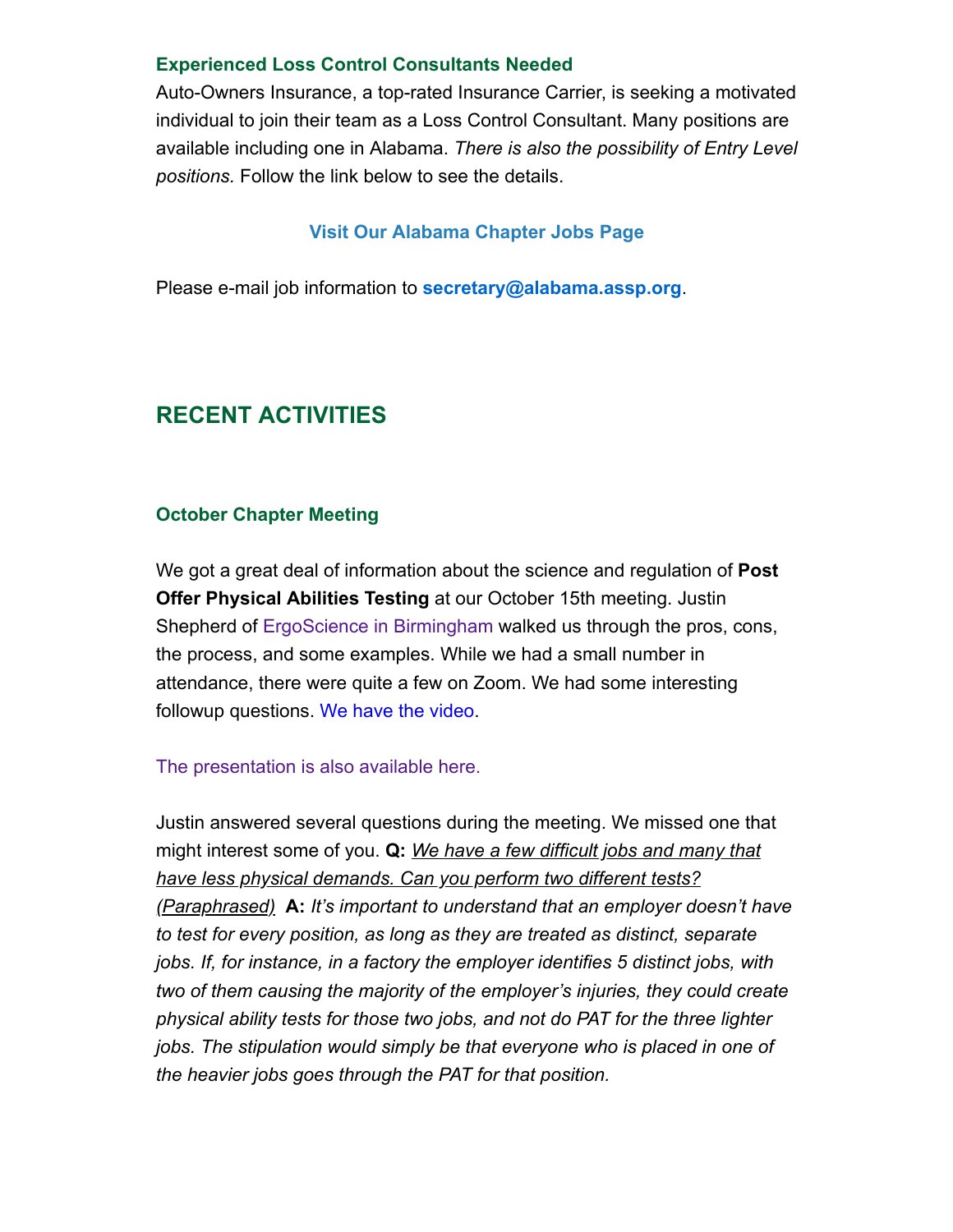### Experienced Loss Control Consultants Needed

Auto-Owners Insurance, a top-rated Insurance Carrier, is seeking a motivated individual to join their team as a Loss Control Consultant. Many positions are available including one in Alabama. *There is also the possibility of Entry Level positions.* Follow the link below to see the details.

**Visit Our Alabama Chapter Jobs Page**

Please e-mail job information to **secretary@alabama.assp.org**.

## RECENT ACTIVITIES

### October Chapter Meeting

We got a great deal of information about the science and regulation of **Post Offer Physical Abilities Testing** at our October 15th meeting. Justin Shepherd of ErgoScience in Birmingham walked us through the pros, cons, the process, and some examples. While we had a small number in attendance, there were quite a few on Zoom. We had some interesting followup questions. We have the video.

The presentation is also available here.

Justin answered several questions during the meeting. We missed one that might interest some of you. **Q:** *We have a few difficult jobs and many that have less physical demands. Can you perform two different tests? (Paraphrased)* **A:** *It's important to understand that an employer doesn't have to test for every position, as long as they are treated as distinct, separate jobs. If, for instance, in a factory the employer identifies 5 distinct jobs, with two of them causing the majority of the employer's injuries, they could create physical ability tests for those two jobs, and not do PAT for the three lighter jobs. The stipulation would simply be that everyone who is placed in one of the heavier jobs goes through the PAT for that position.*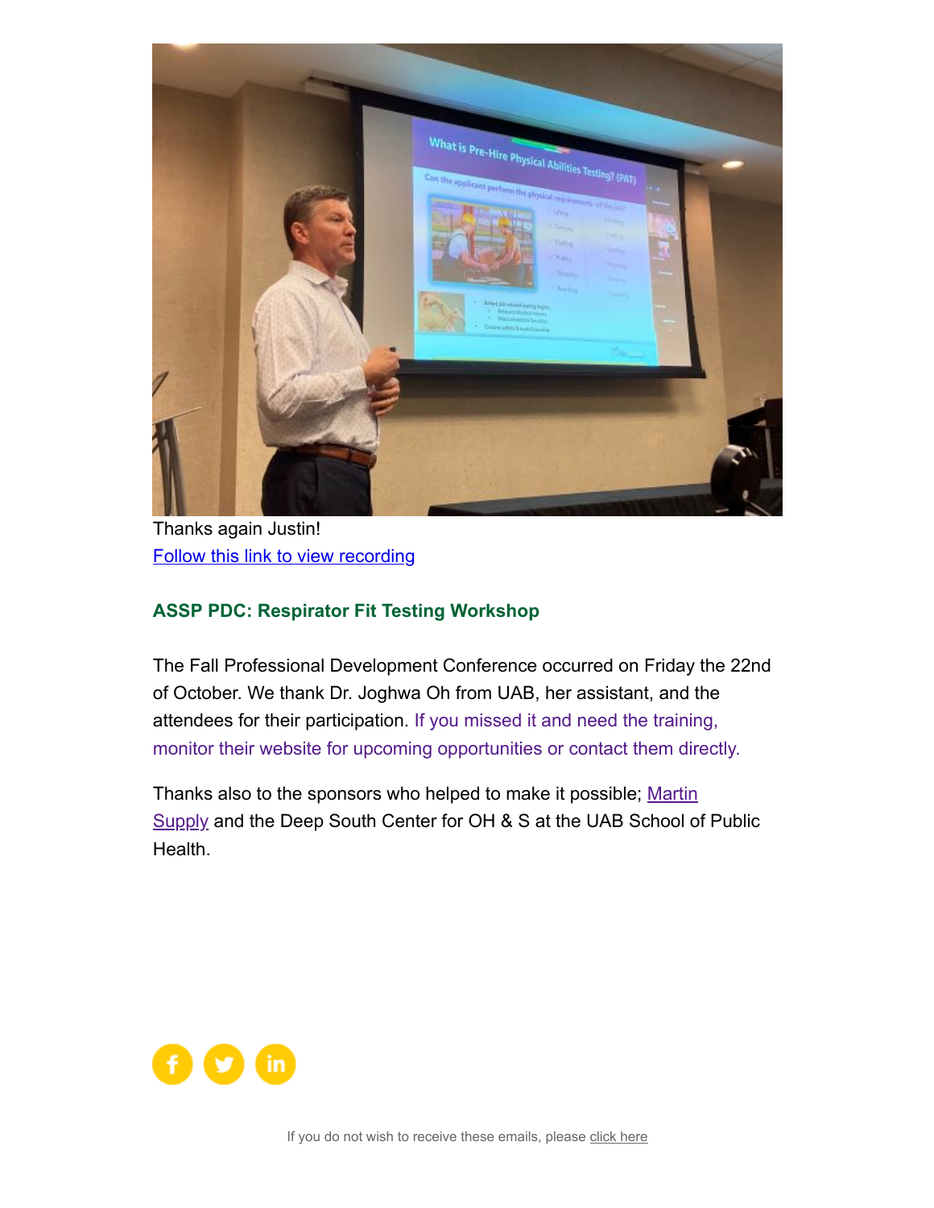Thanks again Justin!

Follow this link to view recording

### ASSP PDC: Respirator Fit Testing Workshop

The Fall Professional Development Conference occurred on Friday the 22nd of October. We thank Dr. Joghwa Oh from UAB, her assistant, and the attendees for their participation. If you missed it and need the training, monitor their website for upcoming opportunities or contact them directly.

Thanks also to the sponsors who helped to make it possible; Martin Supply and the Deep South Center for OH & S at the UAB School of Public Health.

If you do not wish to receive these emails, please click here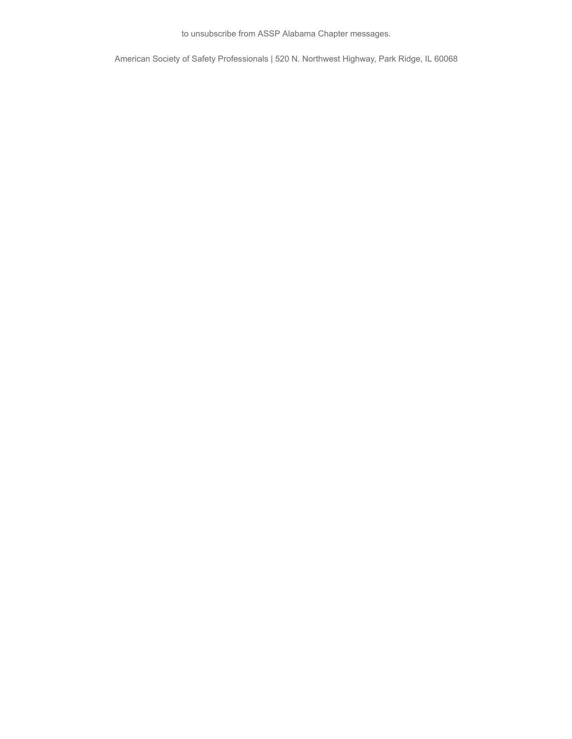to unsubscribe from ASSP Alabama Chapter messages.

American Society of Safety Professionals | 520 N. Northwest Highway, Park Ridge, IL 60068